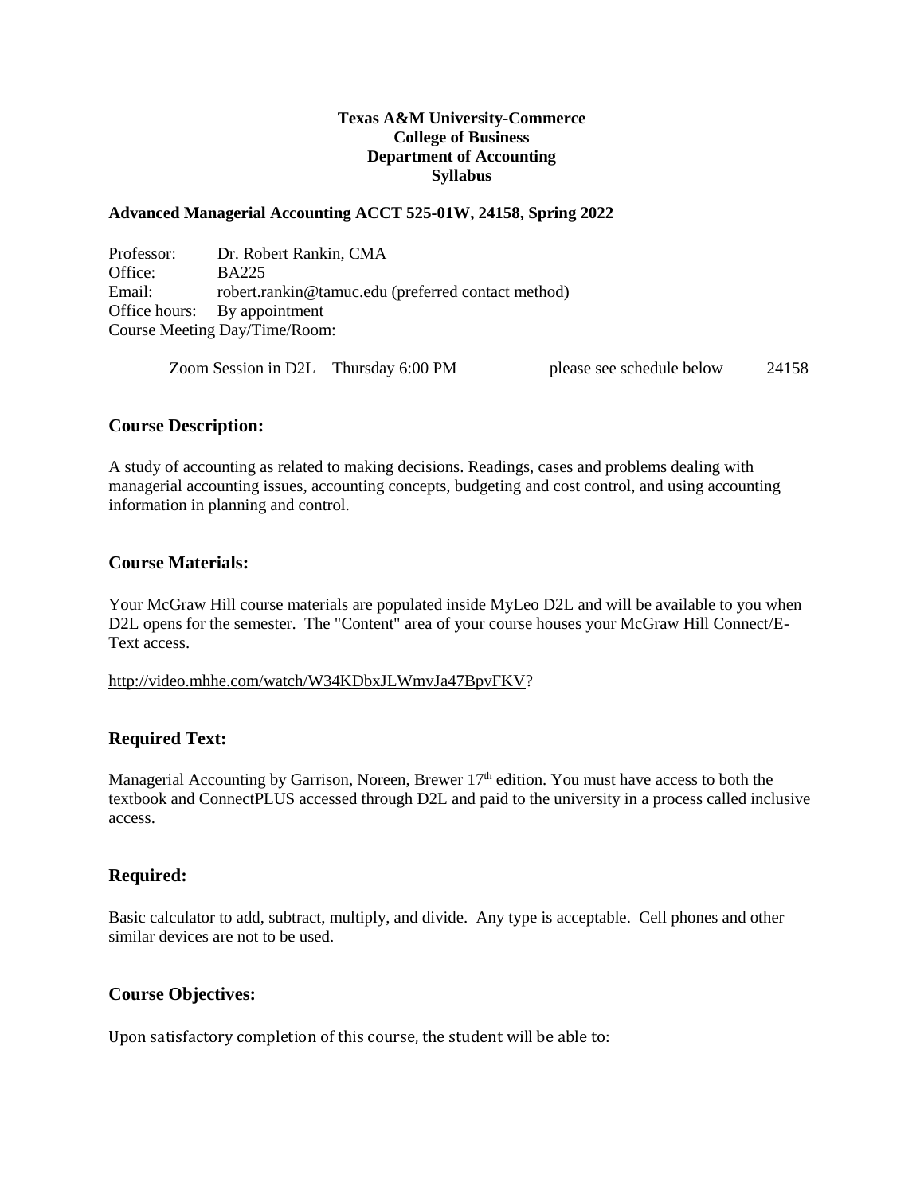**Texas A&M University-Commerce**
**College of Business**
**Department of Accounting**
**Syllabus**

**Advanced Managerial Accounting ACCT 525-01W, 24158, Spring 2022**

Professor: Dr. Robert Rankin, CMA
Office: BA225
Email: robert.rankin@tamuc.edu (preferred contact method)
Office hours: By appointment
Course Meeting Day/Time/Room:

Zoom Session in D2L Thursday 6:00 PM please see schedule below 24158

## Course Description:

A study of accounting as related to making decisions. Readings, cases and problems dealing with managerial accounting issues, accounting concepts, budgeting and cost control, and using accounting information in planning and control.

## Course Materials:

Your McGraw Hill course materials are populated inside MyLeo D2L and will be available to you when D2L opens for the semester. The "Content" area of your course houses your McGraw Hill Connect/E-Text access.

http://video.mhhe.com/watch/W34KDbxJLWmvJa47BpvFKV?

## Required Text:

Managerial Accounting by Garrison, Noreen, Brewer 17th edition. You must have access to both the textbook and ConnectPLUS accessed through D2L and paid to the university in a process called inclusive access.

## Required:

Basic calculator to add, subtract, multiply, and divide. Any type is acceptable. Cell phones and other similar devices are not to be used.

## Course Objectives:

Upon satisfactory completion of this course, the student will be able to: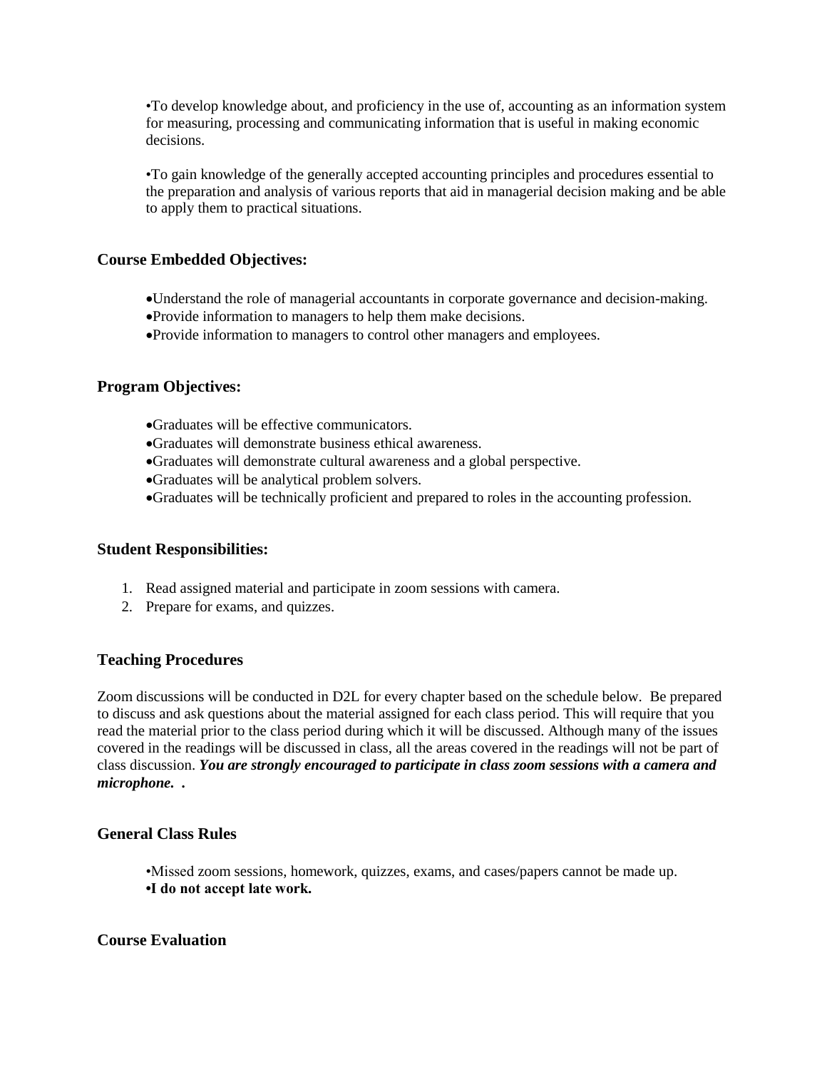•To develop knowledge about, and proficiency in the use of, accounting as an information system for measuring, processing and communicating information that is useful in making economic decisions.

•To gain knowledge of the generally accepted accounting principles and procedures essential to the preparation and analysis of various reports that aid in managerial decision making and be able to apply them to practical situations.

## Course Embedded Objectives:

- Understand the role of managerial accountants in corporate governance and decision-making.
- Provide information to managers to help them make decisions.
- Provide information to managers to control other managers and employees.

## Program Objectives:

- Graduates will be effective communicators.
- Graduates will demonstrate business ethical awareness.
- Graduates will demonstrate cultural awareness and a global perspective.
- Graduates will be analytical problem solvers.
- Graduates will be technically proficient and prepared to roles in the accounting profession.

## Student Responsibilities:

1. Read assigned material and participate in zoom sessions with camera.
2. Prepare for exams, and quizzes.

## Teaching Procedures

Zoom discussions will be conducted in D2L for every chapter based on the schedule below. Be prepared to discuss and ask questions about the material assigned for each class period. This will require that you read the material prior to the class period during which it will be discussed. Although many of the issues covered in the readings will be discussed in class, all the areas covered in the readings will not be part of class discussion. ***You are strongly encouraged to participate in class zoom sessions with a camera and microphone.*** .

## General Class Rules

•Missed zoom sessions, homework, quizzes, exams, and cases/papers cannot be made up.
**•I do not accept late work.**

## Course Evaluation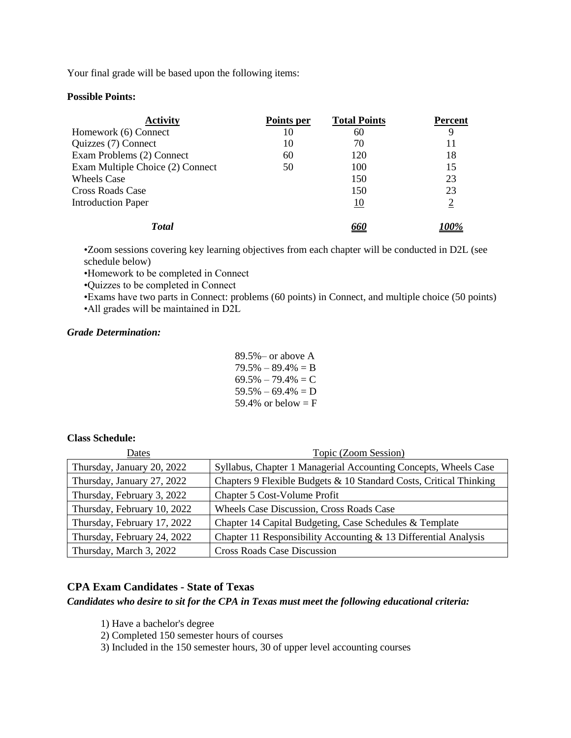Your final grade will be based upon the following items:

**Possible Points:**

| Activity | Points per | Total Points | Percent |
|---|---|---|---|
| Homework (6) Connect | 10 | 60 | 9 |
| Quizzes (7) Connect | 10 | 70 | 11 |
| Exam Problems (2) Connect | 60 | 120 | 18 |
| Exam Multiple Choice (2) Connect | 50 | 100 | 15 |
| Wheels Case | | 150 | 23 |
| Cross Roads Case | | 150 | 23 |
| Introduction Paper | | 10 | 2 |
| ***Total*** | | ***660*** | ***100%*** |

- •Zoom sessions covering key learning objectives from each chapter will be conducted in D2L (see schedule below)
- •Homework to be completed in Connect
- •Quizzes to be completed in Connect
- •Exams have two parts in Connect: problems (60 points) in Connect, and multiple choice (50 points)
- •All grades will be maintained in D2L

***Grade Determination:***

89.5%– or above A
79.5% – 89.4% = B
69.5% – 79.4% = C
59.5% – 69.4% = D
59.4% or below = F

**Class Schedule:**

| Dates | Topic (Zoom Session) |
|---|---|
| Thursday, January 20, 2022 | Syllabus, Chapter 1 Managerial Accounting Concepts, Wheels Case |
| Thursday, January 27, 2022 | Chapters 9 Flexible Budgets & 10 Standard Costs, Critical Thinking |
| Thursday, February 3, 2022 | Chapter 5 Cost-Volume Profit |
| Thursday, February 10, 2022 | Wheels Case Discussion, Cross Roads Case |
| Thursday, February 17, 2022 | Chapter 14 Capital Budgeting, Case Schedules & Template |
| Thursday, February 24, 2022 | Chapter 11 Responsibility Accounting & 13 Differential Analysis |
| Thursday, March 3, 2022 | Cross Roads Case Discussion |

## CPA Exam Candidates - State of Texas

***Candidates who desire to sit for the CPA in Texas must meet the following educational criteria:***

1) Have a bachelor's degree
2) Completed 150 semester hours of courses
3) Included in the 150 semester hours, 30 of upper level accounting courses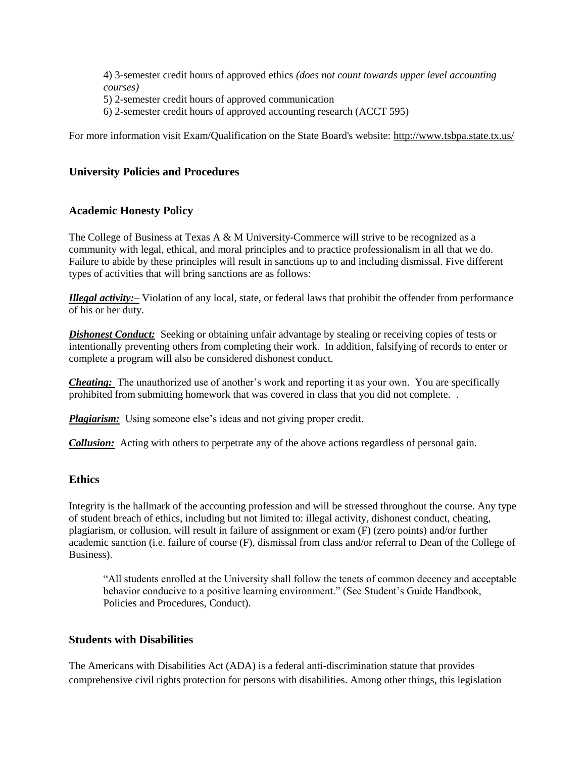4) 3-semester credit hours of approved ethics *(does not count towards upper level accounting courses)*
5) 2-semester credit hours of approved communication
6) 2-semester credit hours of approved accounting research (ACCT 595)

For more information visit Exam/Qualification on the State Board's website: http://www.tsbpa.state.tx.us/

## University Policies and Procedures

## Academic Honesty Policy

The College of Business at Texas A & M University-Commerce will strive to be recognized as a community with legal, ethical, and moral principles and to practice professionalism in all that we do. Failure to abide by these principles will result in sanctions up to and including dismissal. Five different types of activities that will bring sanctions are as follows:

***Illegal activity:*–** Violation of any local, state, or federal laws that prohibit the offender from performance of his or her duty.

***Dishonest Conduct:*** Seeking or obtaining unfair advantage by stealing or receiving copies of tests or intentionally preventing others from completing their work. In addition, falsifying of records to enter or complete a program will also be considered dishonest conduct.

***Cheating:*** The unauthorized use of another's work and reporting it as your own. You are specifically prohibited from submitting homework that was covered in class that you did not complete. .

***Plagiarism:*** Using someone else's ideas and not giving proper credit.

***Collusion:*** Acting with others to perpetrate any of the above actions regardless of personal gain.

## Ethics

Integrity is the hallmark of the accounting profession and will be stressed throughout the course. Any type of student breach of ethics, including but not limited to: illegal activity, dishonest conduct, cheating, plagiarism, or collusion, will result in failure of assignment or exam (F) (zero points) and/or further academic sanction (i.e. failure of course (F), dismissal from class and/or referral to Dean of the College of Business).

> "All students enrolled at the University shall follow the tenets of common decency and acceptable behavior conducive to a positive learning environment." (See Student's Guide Handbook, Policies and Procedures, Conduct).

## Students with Disabilities

The Americans with Disabilities Act (ADA) is a federal anti-discrimination statute that provides comprehensive civil rights protection for persons with disabilities. Among other things, this legislation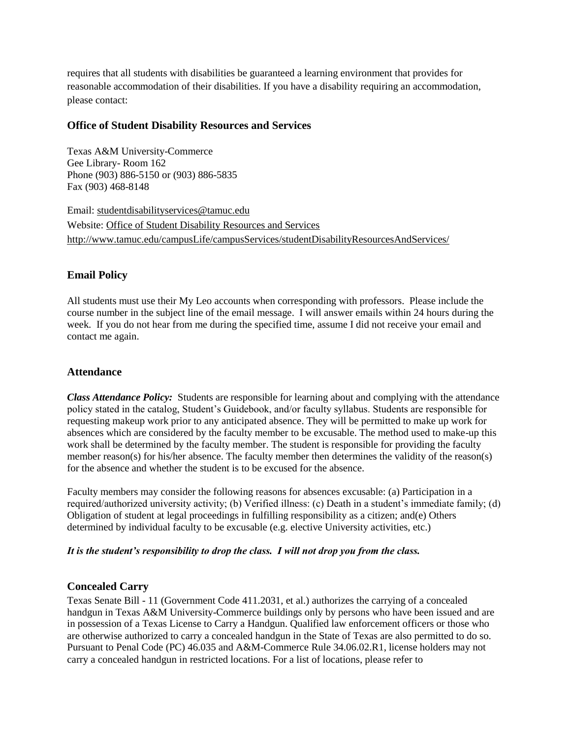requires that all students with disabilities be guaranteed a learning environment that provides for reasonable accommodation of their disabilities. If you have a disability requiring an accommodation, please contact:

### Office of Student Disability Resources and Services

Texas A&M University-Commerce
Gee Library- Room 162
Phone (903) 886-5150 or (903) 886-5835
Fax (903) 468-8148

Email: studentdisabilityservices@tamuc.edu
Website: Office of Student Disability Resources and Services
http://www.tamuc.edu/campusLife/campusServices/studentDisabilityResourcesAndServices/

### Email Policy

All students must use their My Leo accounts when corresponding with professors. Please include the course number in the subject line of the email message. I will answer emails within 24 hours during the week. If you do not hear from me during the specified time, assume I did not receive your email and contact me again.

### Attendance

***Class Attendance Policy:*** Students are responsible for learning about and complying with the attendance policy stated in the catalog, Student's Guidebook, and/or faculty syllabus. Students are responsible for requesting makeup work prior to any anticipated absence. They will be permitted to make up work for absences which are considered by the faculty member to be excusable. The method used to make-up this work shall be determined by the faculty member. The student is responsible for providing the faculty member reason(s) for his/her absence. The faculty member then determines the validity of the reason(s) for the absence and whether the student is to be excused for the absence.

Faculty members may consider the following reasons for absences excusable: (a) Participation in a required/authorized university activity; (b) Verified illness: (c) Death in a student's immediate family; (d) Obligation of student at legal proceedings in fulfilling responsibility as a citizen; and(e) Others determined by individual faculty to be excusable (e.g. elective University activities, etc.)

***It is the student's responsibility to drop the class. I will not drop you from the class.***

### Concealed Carry

Texas Senate Bill - 11 (Government Code 411.2031, et al.) authorizes the carrying of a concealed handgun in Texas A&M University-Commerce buildings only by persons who have been issued and are in possession of a Texas License to Carry a Handgun. Qualified law enforcement officers or those who are otherwise authorized to carry a concealed handgun in the State of Texas are also permitted to do so. Pursuant to Penal Code (PC) 46.035 and A&M-Commerce Rule 34.06.02.R1, license holders may not carry a concealed handgun in restricted locations. For a list of locations, please refer to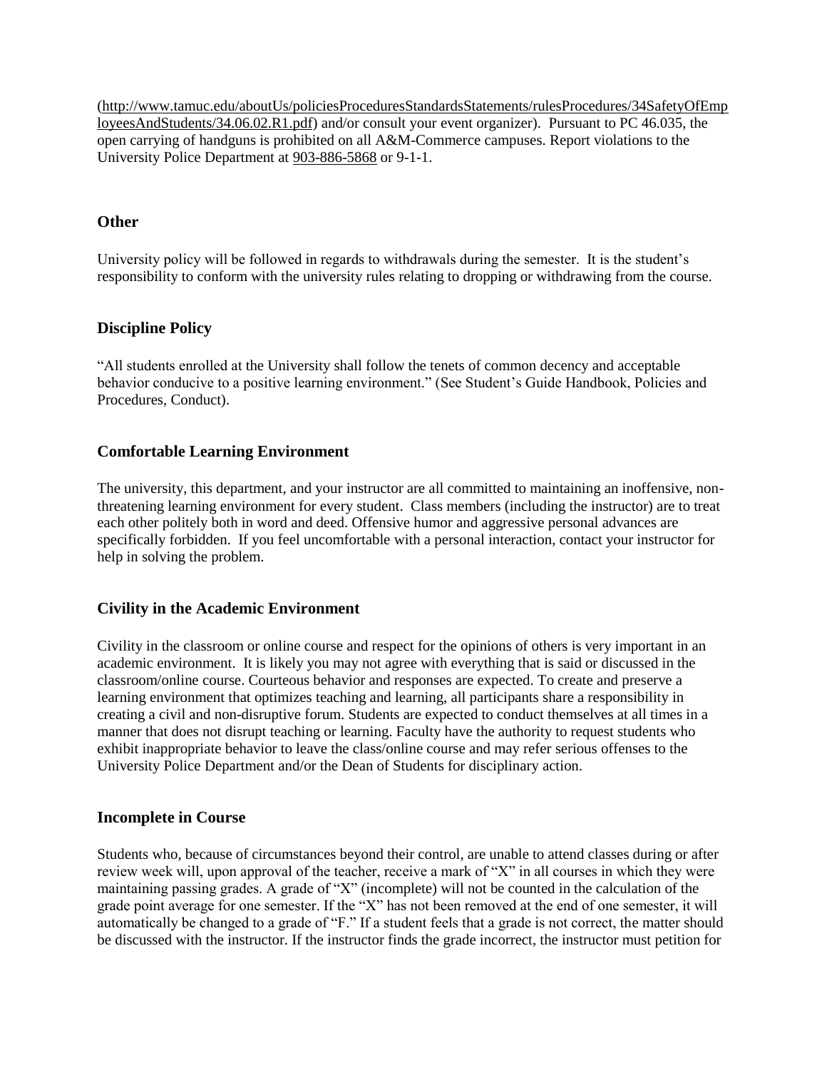(http://www.tamuc.edu/aboutUs/policiesProceduresStandardsStatements/rulesProcedures/34SafetyOfEmployeesAndStudents/34.06.02.R1.pdf) and/or consult your event organizer). Pursuant to PC 46.035, the open carrying of handguns is prohibited on all A&M-Commerce campuses. Report violations to the University Police Department at 903-886-5868 or 9-1-1.

### Other

University policy will be followed in regards to withdrawals during the semester. It is the student's responsibility to conform with the university rules relating to dropping or withdrawing from the course.

### Discipline Policy

"All students enrolled at the University shall follow the tenets of common decency and acceptable behavior conducive to a positive learning environment." (See Student's Guide Handbook, Policies and Procedures, Conduct).

### Comfortable Learning Environment

The university, this department, and your instructor are all committed to maintaining an inoffensive, non-threatening learning environment for every student. Class members (including the instructor) are to treat each other politely both in word and deed. Offensive humor and aggressive personal advances are specifically forbidden. If you feel uncomfortable with a personal interaction, contact your instructor for help in solving the problem.

### Civility in the Academic Environment

Civility in the classroom or online course and respect for the opinions of others is very important in an academic environment. It is likely you may not agree with everything that is said or discussed in the classroom/online course. Courteous behavior and responses are expected. To create and preserve a learning environment that optimizes teaching and learning, all participants share a responsibility in creating a civil and non-disruptive forum. Students are expected to conduct themselves at all times in a manner that does not disrupt teaching or learning. Faculty have the authority to request students who exhibit inappropriate behavior to leave the class/online course and may refer serious offenses to the University Police Department and/or the Dean of Students for disciplinary action.

### Incomplete in Course

Students who, because of circumstances beyond their control, are unable to attend classes during or after review week will, upon approval of the teacher, receive a mark of "X" in all courses in which they were maintaining passing grades. A grade of "X" (incomplete) will not be counted in the calculation of the grade point average for one semester. If the "X" has not been removed at the end of one semester, it will automatically be changed to a grade of "F." If a student feels that a grade is not correct, the matter should be discussed with the instructor. If the instructor finds the grade incorrect, the instructor must petition for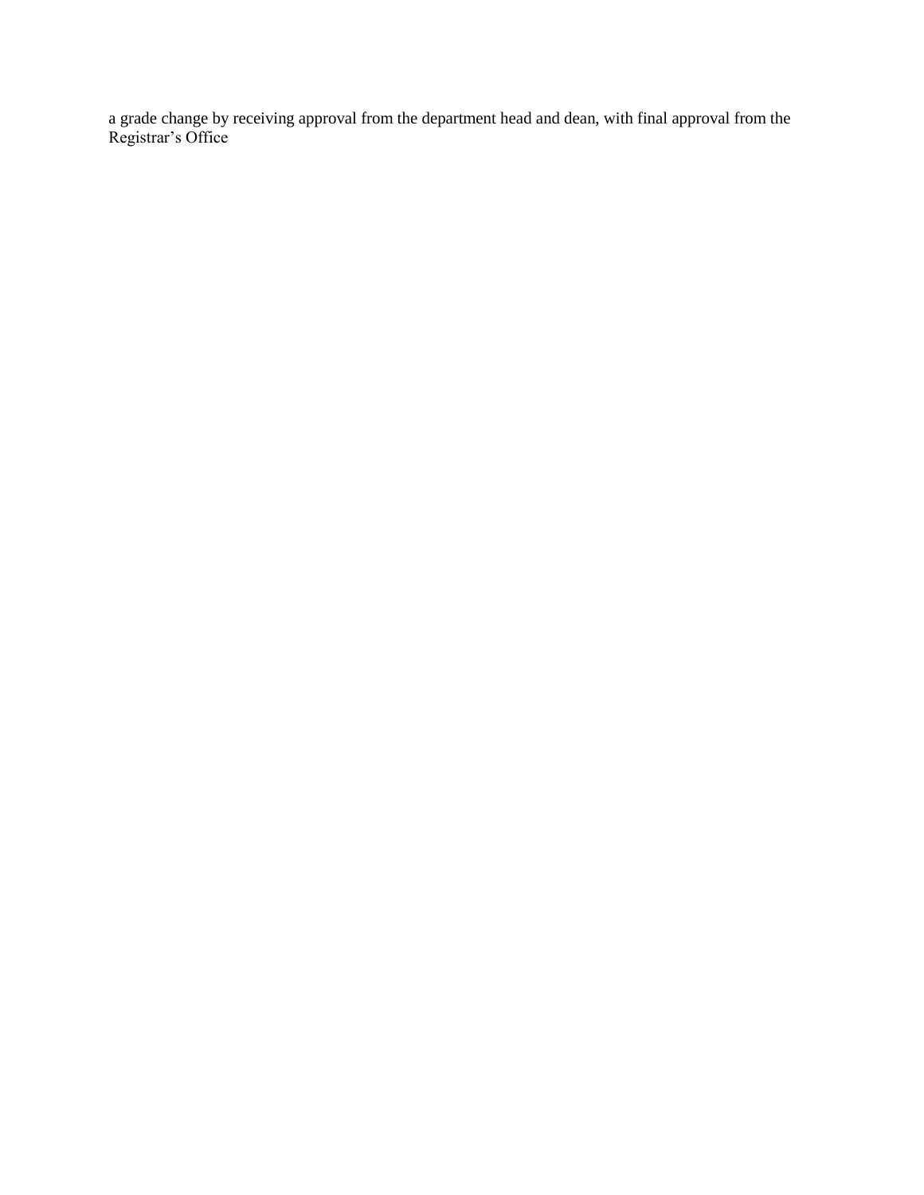a grade change by receiving approval from the department head and dean, with final approval from the Registrar's Office